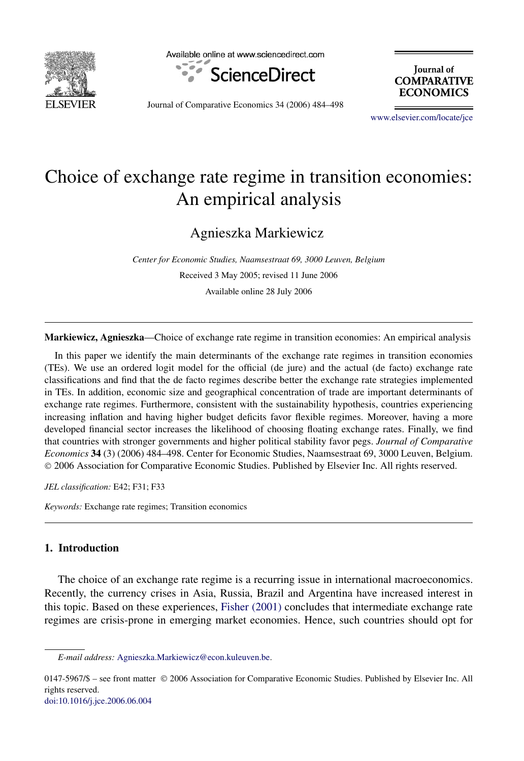# Choice of exchange rate regime in transition economies: An empirical analysis

Agnieszka Markiewicz

*Center for Economic Studies, Naamsestraat 69, 3000 Leuven, Belgium*

Received 3 May 2005; revised 11 June 2006

Available online 28 July 2006

---

**Markiewicz, Agnieszka**—Choice of exchange rate regime in transition economies: An empirical analysis

In this paper we identify the main determinants of the exchange rate regimes in transition economies (TEs). We use an ordered logit model for the official (de jure) and the actual (de facto) exchange rate classifications and find that the de facto regimes describe better the exchange rate strategies implemented in TEs. In addition, economic size and geographical concentration of trade are important determinants of exchange rate regimes. Furthermore, consistent with the sustainability hypothesis, countries experiencing increasing inflation and having higher budget deficits favor flexible regimes. Moreover, having a more developed financial sector increases the likelihood of choosing floating exchange rates. Finally, we find that countries with stronger governments and higher political stability favor pegs. *Journal of Comparative Economics* **34** (3) (2006) 484–498. Center for Economic Studies, Naamsestraat 69, 3000 Leuven, Belgium.
© 2006 Association for Comparative Economic Studies. Published by Elsevier Inc. All rights reserved.

*JEL classification:* E42; F31; F33

*Keywords:* Exchange rate regimes; Transition economics

---

## 1. Introduction

The choice of an exchange rate regime is a recurring issue in international macroeconomics. Recently, the currency crises in Asia, Russia, Brazil and Argentina have increased interest in this topic. Based on these experiences, Fisher (2001) concludes that intermediate exchange rate regimes are crisis-prone in emerging market economies. Hence, such countries should opt for

---

*E-mail address:* Agnieszka.Markiewicz@econ.kuleuven.be.

0147-5967/$ – see front matter © 2006 Association for Comparative Economic Studies. Published by Elsevier Inc. All rights reserved.
doi:10.1016/j.jce.2006.06.004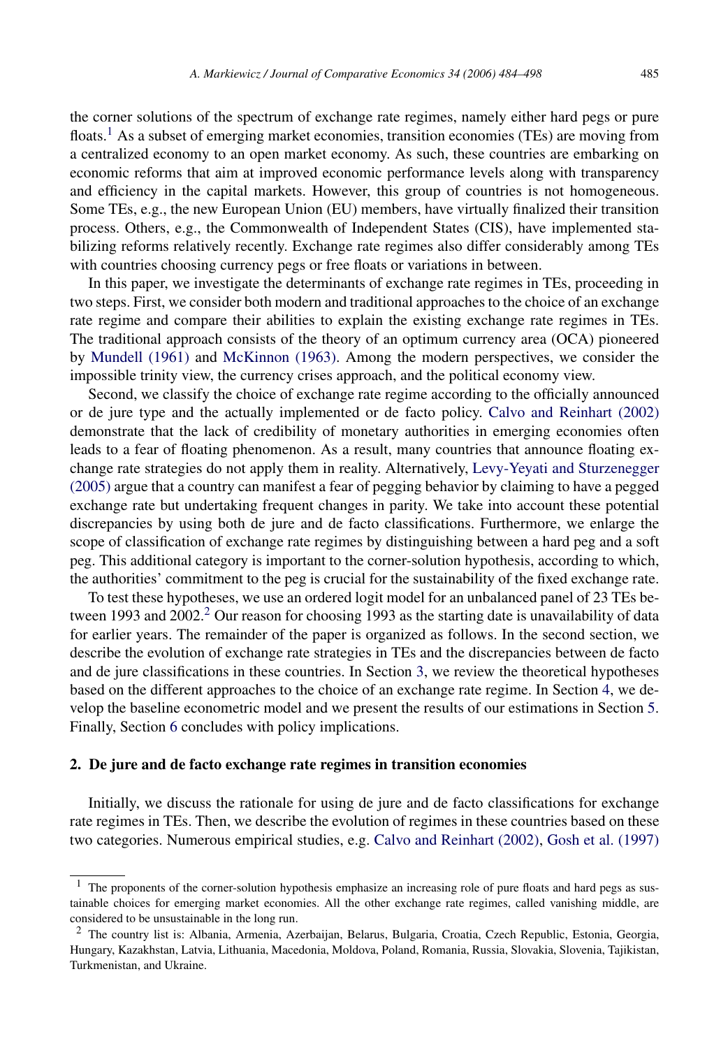the corner solutions of the spectrum of exchange rate regimes, namely either hard pegs or pure floats.[1] As a subset of emerging market economies, transition economies (TEs) are moving from a centralized economy to an open market economy. As such, these countries are embarking on economic reforms that aim at improved economic performance levels along with transparency and efficiency in the capital markets. However, this group of countries is not homogeneous. Some TEs, e.g., the new European Union (EU) members, have virtually finalized their transition process. Others, e.g., the Commonwealth of Independent States (CIS), have implemented stabilizing reforms relatively recently. Exchange rate regimes also differ considerably among TEs with countries choosing currency pegs or free floats or variations in between.

In this paper, we investigate the determinants of exchange rate regimes in TEs, proceeding in two steps. First, we consider both modern and traditional approaches to the choice of an exchange rate regime and compare their abilities to explain the existing exchange rate regimes in TEs. The traditional approach consists of the theory of an optimum currency area (OCA) pioneered by Mundell (1961) and McKinnon (1963). Among the modern perspectives, we consider the impossible trinity view, the currency crises approach, and the political economy view.

Second, we classify the choice of exchange rate regime according to the officially announced or de jure type and the actually implemented or de facto policy. Calvo and Reinhart (2002) demonstrate that the lack of credibility of monetary authorities in emerging economies often leads to a fear of floating phenomenon. As a result, many countries that announce floating exchange rate strategies do not apply them in reality. Alternatively, Levy-Yeyati and Sturzenegger (2005) argue that a country can manifest a fear of pegging behavior by claiming to have a pegged exchange rate but undertaking frequent changes in parity. We take into account these potential discrepancies by using both de jure and de facto classifications. Furthermore, we enlarge the scope of classification of exchange rate regimes by distinguishing between a hard peg and a soft peg. This additional category is important to the corner-solution hypothesis, according to which, the authorities' commitment to the peg is crucial for the sustainability of the fixed exchange rate.

To test these hypotheses, we use an ordered logit model for an unbalanced panel of 23 TEs between 1993 and 2002.[2] Our reason for choosing 1993 as the starting date is unavailability of data for earlier years. The remainder of the paper is organized as follows. In the second section, we describe the evolution of exchange rate strategies in TEs and the discrepancies between de facto and de jure classifications in these countries. In Section 3, we review the theoretical hypotheses based on the different approaches to the choice of an exchange rate regime. In Section 4, we develop the baseline econometric model and we present the results of our estimations in Section 5. Finally, Section 6 concludes with policy implications.

## 2. De jure and de facto exchange rate regimes in transition economies

Initially, we discuss the rationale for using de jure and de facto classifications for exchange rate regimes in TEs. Then, we describe the evolution of regimes in these countries based on these two categories. Numerous empirical studies, e.g. Calvo and Reinhart (2002), Gosh et al. (1997)

[1] The proponents of the corner-solution hypothesis emphasize an increasing role of pure floats and hard pegs as sustainable choices for emerging market economies. All the other exchange rate regimes, called vanishing middle, are considered to be unsustainable in the long run.

[2] The country list is: Albania, Armenia, Azerbaijan, Belarus, Bulgaria, Croatia, Czech Republic, Estonia, Georgia, Hungary, Kazakhstan, Latvia, Lithuania, Macedonia, Moldova, Poland, Romania, Russia, Slovakia, Slovenia, Tajikistan, Turkmenistan, and Ukraine.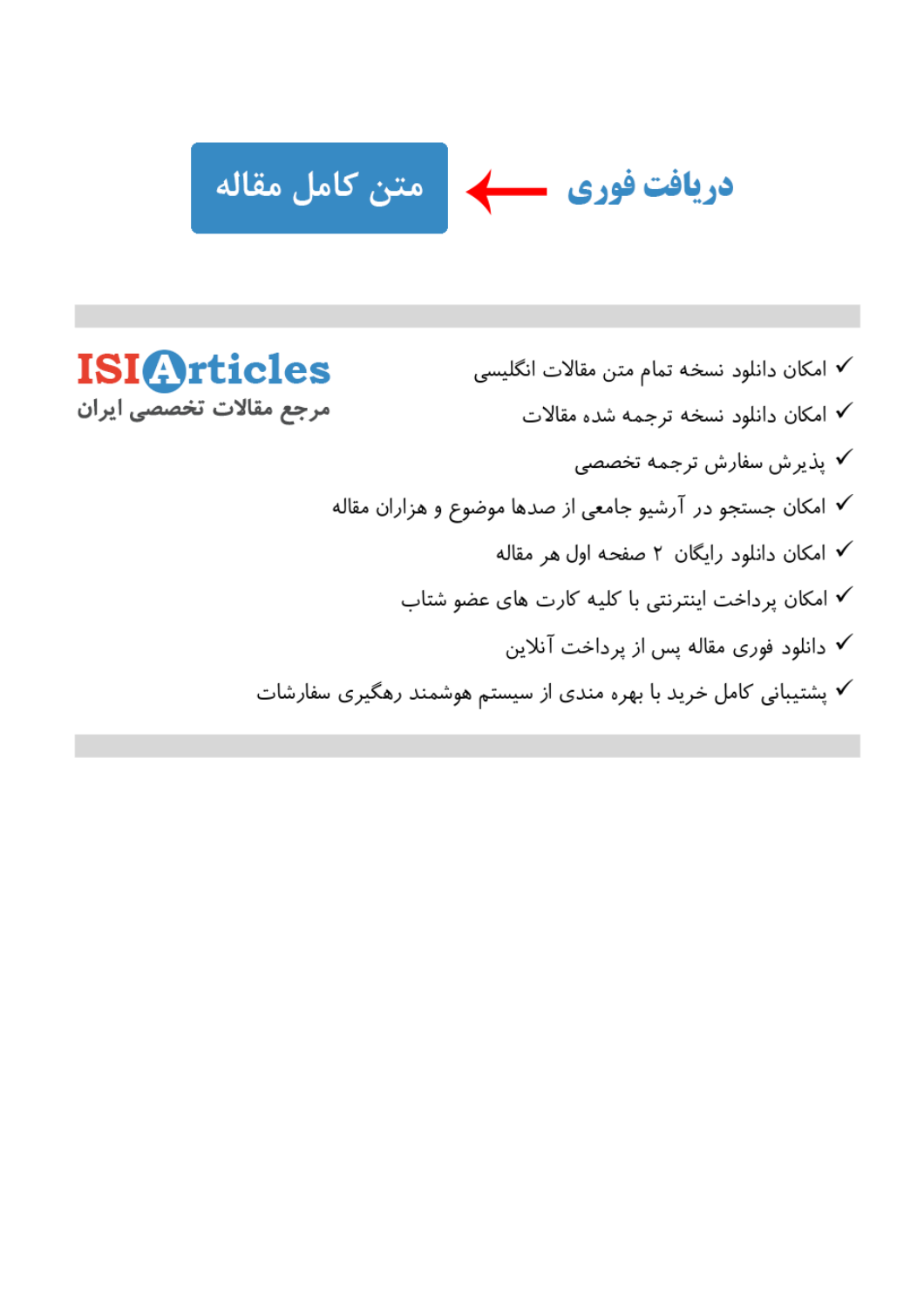دریافت فوری ← متن کامل مقاله

**ISIArticles**
مرجع مقالات تخصصی ایران

- ✓ امکان دانلود نسخه تمام متن مقالات انگلیسی
- ✓ امکان دانلود نسخه ترجمه شده مقالات
- ✓ پذیرش سفارش ترجمه تخصصی
- ✓ امکان جستجو در آرشیو جامعی از صدها موضوع و هزاران مقاله
- ✓ امکان دانلود رایگان ۲ صفحه اول هر مقاله
- ✓ امکان پرداخت اینترنتی با کلیه کارت های عضو شتاب
- ✓ دانلود فوری مقاله پس از پرداخت آنلاین
- ✓ پشتیبانی کامل خرید با بهره مندی از سیستم هوشمند رهگیری سفارشات